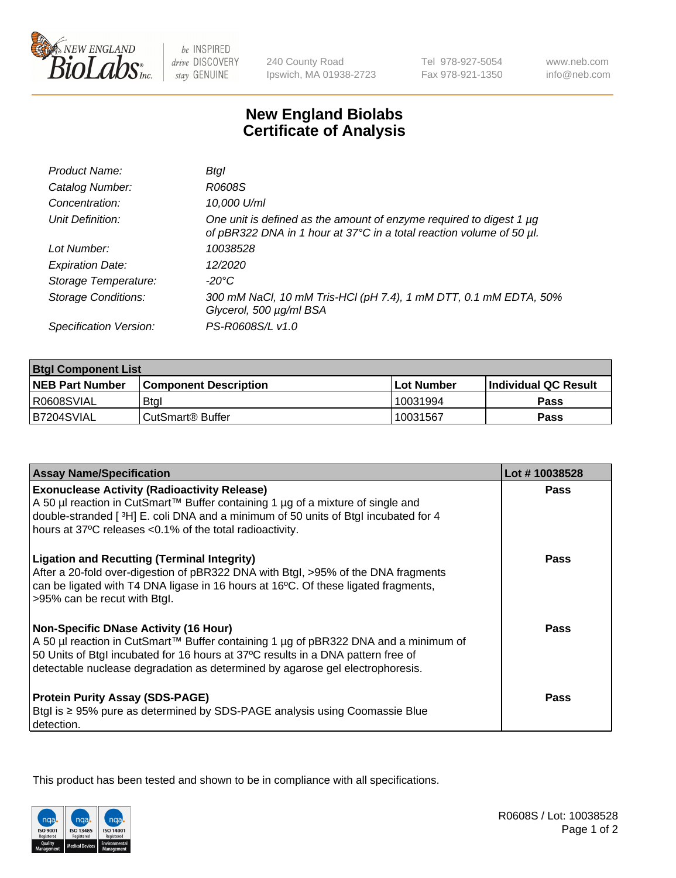# New England Biolabs
# Certificate of Analysis

| | |
|---|---|
| *Product Name:* | *BtgI* |
| *Catalog Number:* | *R0608S* |
| *Concentration:* | *10,000 U/ml* |
| *Unit Definition:* | *One unit is defined as the amount of enzyme required to digest 1 µg of pBR322 DNA in 1 hour at 37°C in a total reaction volume of 50 µl.* |
| *Lot Number:* | *10038528* |
| *Expiration Date:* | *12/2020* |
| *Storage Temperature:* | *-20°C* |
| *Storage Conditions:* | *300 mM NaCl, 10 mM Tris-HCl (pH 7.4), 1 mM DTT, 0.1 mM EDTA, 50% Glycerol, 500 µg/ml BSA* |
| *Specification Version:* | *PS-R0608S/L v1.0* |

| **BtgI Component List** | | | |
|---|---|---|---|
| **NEB Part Number** | **Component Description** | **Lot Number** | **Individual QC Result** |
| R0608SVIAL | BtgI | 10031994 | **Pass** |
| B7204SVIAL | CutSmart® Buffer | 10031567 | **Pass** |

| **Assay Name/Specification** | **Lot # 10038528** |
|---|---|
| **Exonuclease Activity (Radioactivity Release)**<br>A 50 µl reaction in CutSmart™ Buffer containing 1 µg of a mixture of single and double-stranded [ $^{3}$H] E. coli DNA and a minimum of 50 units of BtgI incubated for 4 hours at 37ºC releases <0.1% of the total radioactivity. | **Pass** |
| **Ligation and Recutting (Terminal Integrity)**<br>After a 20-fold over-digestion of pBR322 DNA with BtgI, >95% of the DNA fragments can be ligated with T4 DNA ligase in 16 hours at 16ºC. Of these ligated fragments, >95% can be recut with BtgI. | **Pass** |
| **Non-Specific DNase Activity (16 Hour)**<br>A 50 µl reaction in CutSmart™ Buffer containing 1 µg of pBR322 DNA and a minimum of 50 Units of BtgI incubated for 16 hours at 37ºC results in a DNA pattern free of detectable nuclease degradation as determined by agarose gel electrophoresis. | **Pass** |
| **Protein Purity Assay (SDS-PAGE)**<br>BtgI is ≥ 95% pure as determined by SDS-PAGE analysis using Coomassie Blue detection. | **Pass** |

This product has been tested and shown to be in compliance with all specifications.

R0608S / Lot: 10038528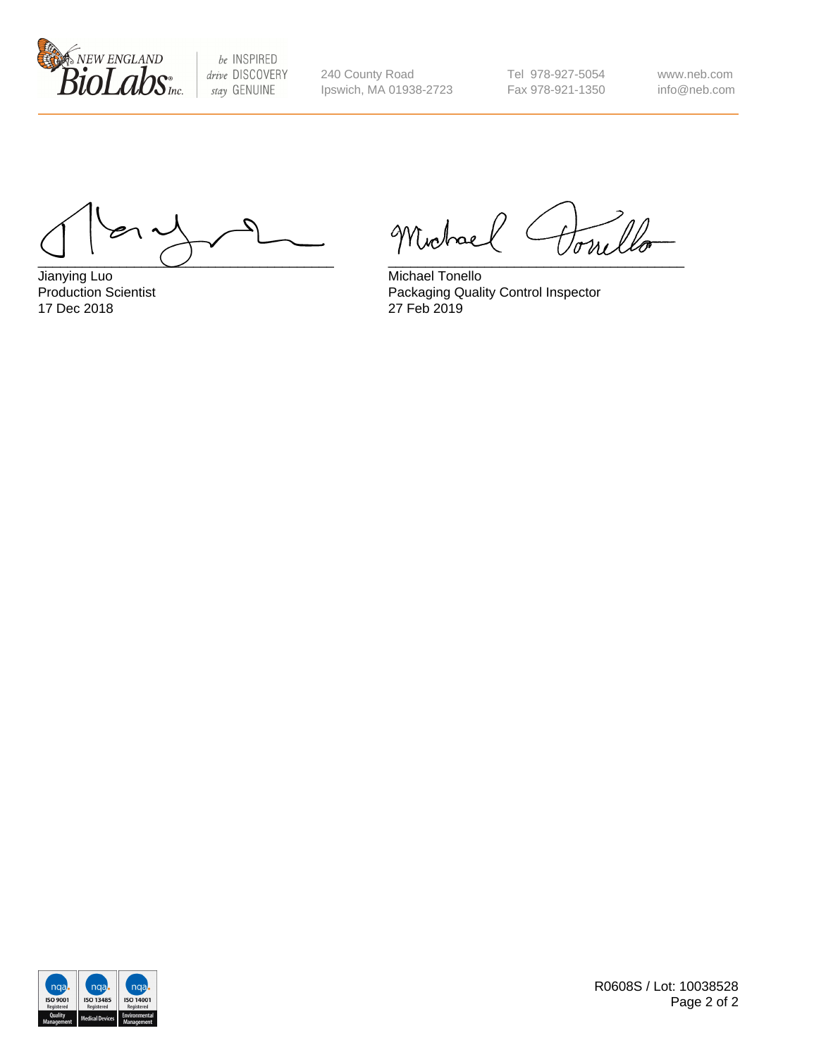NEW ENGLAND BioLabs Inc.

be INSPIRED drive DISCOVERY stay GENUINE

240 County Road
Ipswich, MA 01938-2723

Tel 978-927-5054
Fax 978-921-1350

www.neb.com
info@neb.com

Jianying Luo
Production Scientist
17 Dec 2018

Michael Tonello
Packaging Quality Control Inspector
27 Feb 2019

nqa ISO 9001 Registered Quality Management
nqa ISO 13485 Registered Medical Devices
nqa ISO 14001 Registered Environmental Management

R0608S / Lot: 10038528